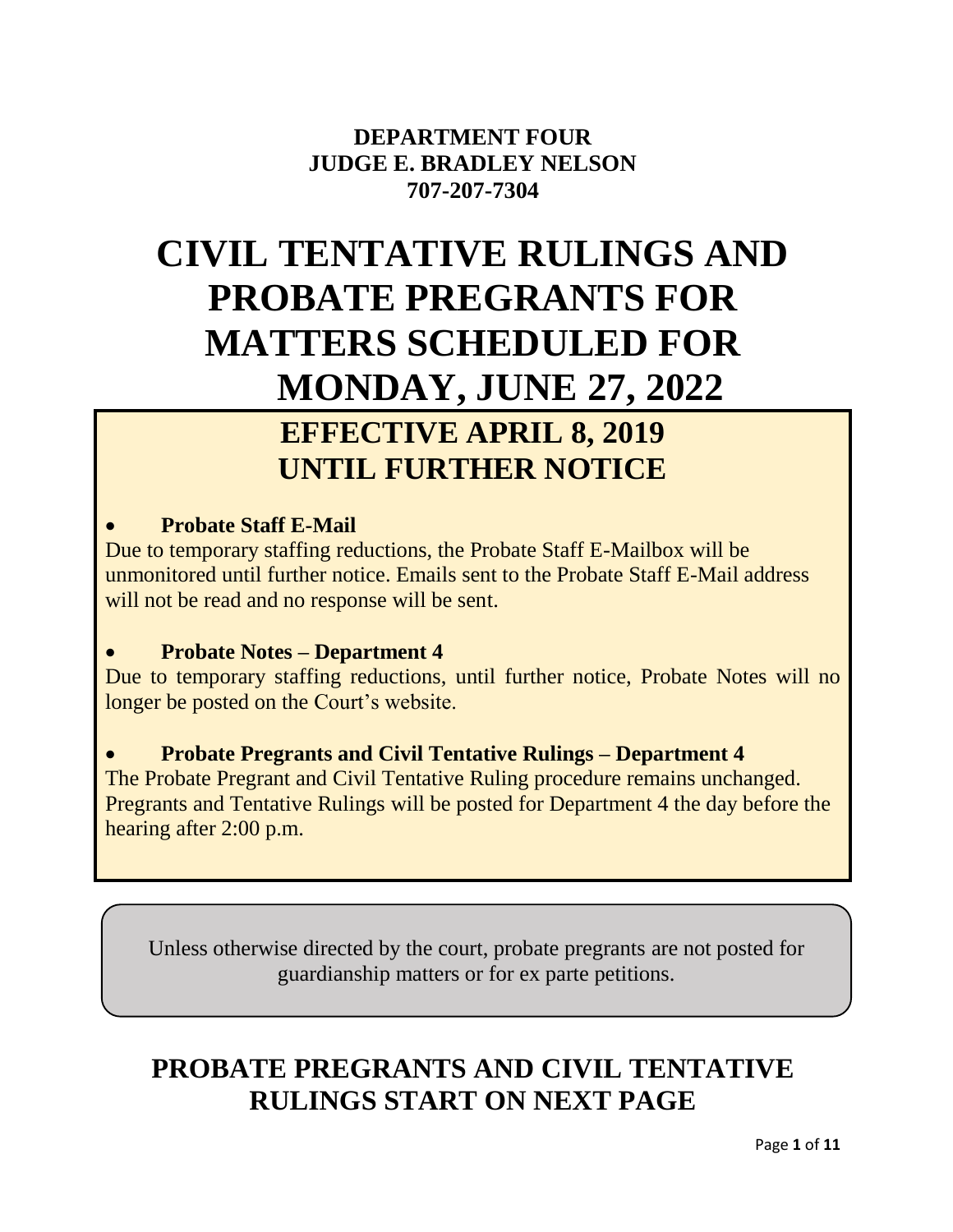**DEPARTMENT FOUR**
**JUDGE E. BRADLEY NELSON**
**707-207-7304**

# CIVIL TENTATIVE RULINGS AND PROBATE PREGRANTS FOR MATTERS SCHEDULED FOR MONDAY, JUNE 27, 2022

## EFFECTIVE APRIL 8, 2019 UNTIL FURTHER NOTICE

- **Probate Staff E-Mail**

Due to temporary staffing reductions, the Probate Staff E-Mailbox will be unmonitored until further notice. Emails sent to the Probate Staff E-Mail address will not be read and no response will be sent.

- **Probate Notes – Department 4**

Due to temporary staffing reductions, until further notice, Probate Notes will no longer be posted on the Court's website.

- **Probate Pregrants and Civil Tentative Rulings – Department 4**

The Probate Pregrant and Civil Tentative Ruling procedure remains unchanged. Pregrants and Tentative Rulings will be posted for Department 4 the day before the hearing after 2:00 p.m.

Unless otherwise directed by the court, probate pregrants are not posted for guardianship matters or for ex parte petitions.

## PROBATE PREGRANTS AND CIVIL TENTATIVE RULINGS START ON NEXT PAGE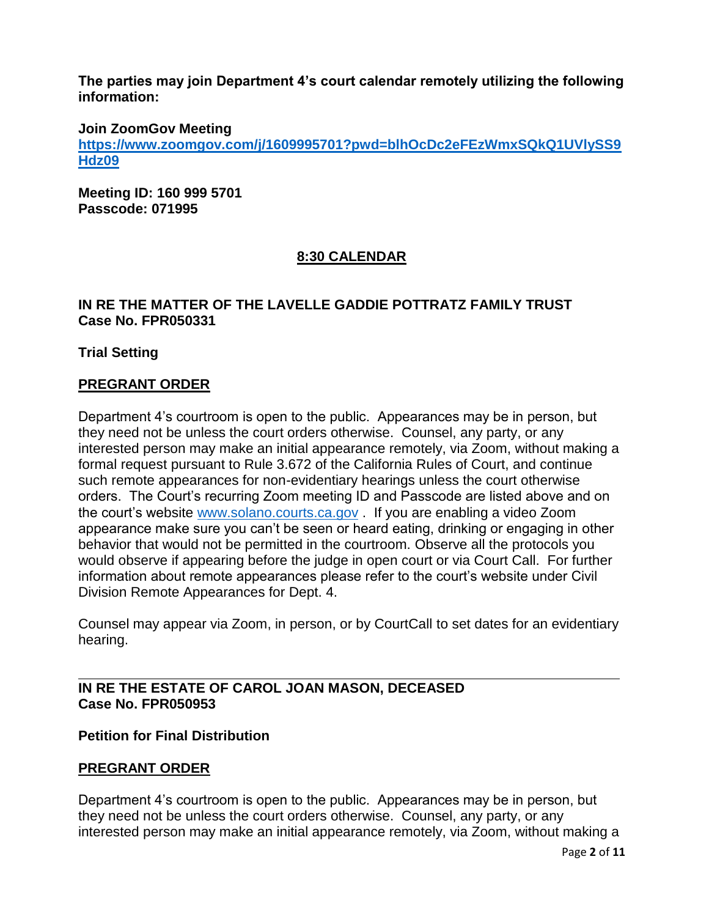**The parties may join Department 4's court calendar remotely utilizing the following information:**

**Join ZoomGov Meeting**
**[https://www.zoomgov.com/j/1609995701?pwd=blhOcDc2eFEzWmxSQkQ1UVlySS9Hdz09](https://www.zoomgov.com/j/1609995701?pwd=blhOcDc2eFEzWmxSQkQ1UVlySS9Hdz09)**

**Meeting ID: 160 999 5701**
**Passcode: 071995**

## 8:30 CALENDAR

**IN RE THE MATTER OF THE LAVELLE GADDIE POTTRATZ FAMILY TRUST**
**Case No. FPR050331**

**Trial Setting**

**PREGRANT ORDER**

Department 4's courtroom is open to the public. Appearances may be in person, but they need not be unless the court orders otherwise. Counsel, any party, or any interested person may make an initial appearance remotely, via Zoom, without making a formal request pursuant to Rule 3.672 of the California Rules of Court, and continue such remote appearances for non-evidentiary hearings unless the court otherwise orders. The Court's recurring Zoom meeting ID and Passcode are listed above and on the court's website [www.solano.courts.ca.gov](www.solano.courts.ca.gov) . If you are enabling a video Zoom appearance make sure you can't be seen or heard eating, drinking or engaging in other behavior that would not be permitted in the courtroom. Observe all the protocols you would observe if appearing before the judge in open court or via Court Call. For further information about remote appearances please refer to the court's website under Civil Division Remote Appearances for Dept. 4.

Counsel may appear via Zoom, in person, or by CourtCall to set dates for an evidentiary hearing.

---

**IN RE THE ESTATE OF CAROL JOAN MASON, DECEASED**
**Case No. FPR050953**

**Petition for Final Distribution**

**PREGRANT ORDER**

Department 4's courtroom is open to the public. Appearances may be in person, but they need not be unless the court orders otherwise. Counsel, any party, or any interested person may make an initial appearance remotely, via Zoom, without making a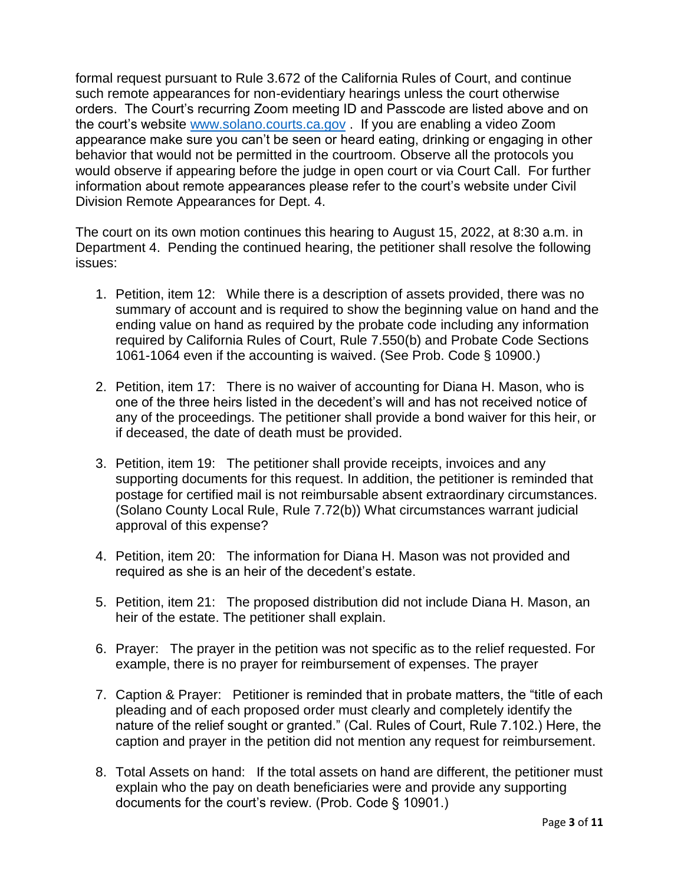formal request pursuant to Rule 3.672 of the California Rules of Court, and continue such remote appearances for non-evidentiary hearings unless the court otherwise orders. The Court's recurring Zoom meeting ID and Passcode are listed above and on the court's website [www.solano.courts.ca.gov](http://www.solano.courts.ca.gov) . If you are enabling a video Zoom appearance make sure you can't be seen or heard eating, drinking or engaging in other behavior that would not be permitted in the courtroom. Observe all the protocols you would observe if appearing before the judge in open court or via Court Call. For further information about remote appearances please refer to the court's website under Civil Division Remote Appearances for Dept. 4.

The court on its own motion continues this hearing to August 15, 2022, at 8:30 a.m. in Department 4. Pending the continued hearing, the petitioner shall resolve the following issues:

1. Petition, item 12: While there is a description of assets provided, there was no summary of account and is required to show the beginning value on hand and the ending value on hand as required by the probate code including any information required by California Rules of Court, Rule 7.550(b) and Probate Code Sections 1061-1064 even if the accounting is waived. (See Prob. Code § 10900.)

2. Petition, item 17: There is no waiver of accounting for Diana H. Mason, who is one of the three heirs listed in the decedent's will and has not received notice of any of the proceedings. The petitioner shall provide a bond waiver for this heir, or if deceased, the date of death must be provided.

3. Petition, item 19: The petitioner shall provide receipts, invoices and any supporting documents for this request. In addition, the petitioner is reminded that postage for certified mail is not reimbursable absent extraordinary circumstances. (Solano County Local Rule, Rule 7.72(b)) What circumstances warrant judicial approval of this expense?

4. Petition, item 20: The information for Diana H. Mason was not provided and required as she is an heir of the decedent's estate.

5. Petition, item 21: The proposed distribution did not include Diana H. Mason, an heir of the estate. The petitioner shall explain.

6. Prayer: The prayer in the petition was not specific as to the relief requested. For example, there is no prayer for reimbursement of expenses. The prayer

7. Caption & Prayer: Petitioner is reminded that in probate matters, the "title of each pleading and of each proposed order must clearly and completely identify the nature of the relief sought or granted." (Cal. Rules of Court, Rule 7.102.) Here, the caption and prayer in the petition did not mention any request for reimbursement.

8. Total Assets on hand: If the total assets on hand are different, the petitioner must explain who the pay on death beneficiaries were and provide any supporting documents for the court's review. (Prob. Code § 10901.)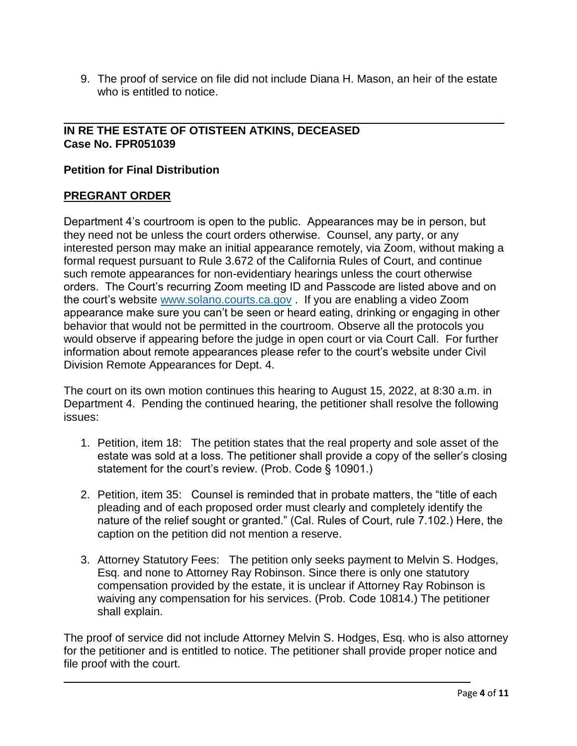9. The proof of service on file did not include Diana H. Mason, an heir of the estate who is entitled to notice.

---

**IN RE THE ESTATE OF OTISTEEN ATKINS, DECEASED**
**Case No. FPR051039**

**Petition for Final Distribution**

**PREGRANT ORDER**

Department 4's courtroom is open to the public. Appearances may be in person, but they need not be unless the court orders otherwise. Counsel, any party, or any interested person may make an initial appearance remotely, via Zoom, without making a formal request pursuant to Rule 3.672 of the California Rules of Court, and continue such remote appearances for non-evidentiary hearings unless the court otherwise orders. The Court's recurring Zoom meeting ID and Passcode are listed above and on the court's website www.solano.courts.ca.gov . If you are enabling a video Zoom appearance make sure you can't be seen or heard eating, drinking or engaging in other behavior that would not be permitted in the courtroom. Observe all the protocols you would observe if appearing before the judge in open court or via Court Call. For further information about remote appearances please refer to the court's website under Civil Division Remote Appearances for Dept. 4.

The court on its own motion continues this hearing to August 15, 2022, at 8:30 a.m. in Department 4. Pending the continued hearing, the petitioner shall resolve the following issues:

1. Petition, item 18: The petition states that the real property and sole asset of the estate was sold at a loss. The petitioner shall provide a copy of the seller's closing statement for the court's review. (Prob. Code § 10901.)

2. Petition, item 35: Counsel is reminded that in probate matters, the "title of each pleading and of each proposed order must clearly and completely identify the nature of the relief sought or granted." (Cal. Rules of Court, rule 7.102.) Here, the caption on the petition did not mention a reserve.

3. Attorney Statutory Fees: The petition only seeks payment to Melvin S. Hodges, Esq. and none to Attorney Ray Robinson. Since there is only one statutory compensation provided by the estate, it is unclear if Attorney Ray Robinson is waiving any compensation for his services. (Prob. Code 10814.) The petitioner shall explain.

The proof of service did not include Attorney Melvin S. Hodges, Esq. who is also attorney for the petitioner and is entitled to notice. The petitioner shall provide proper notice and file proof with the court.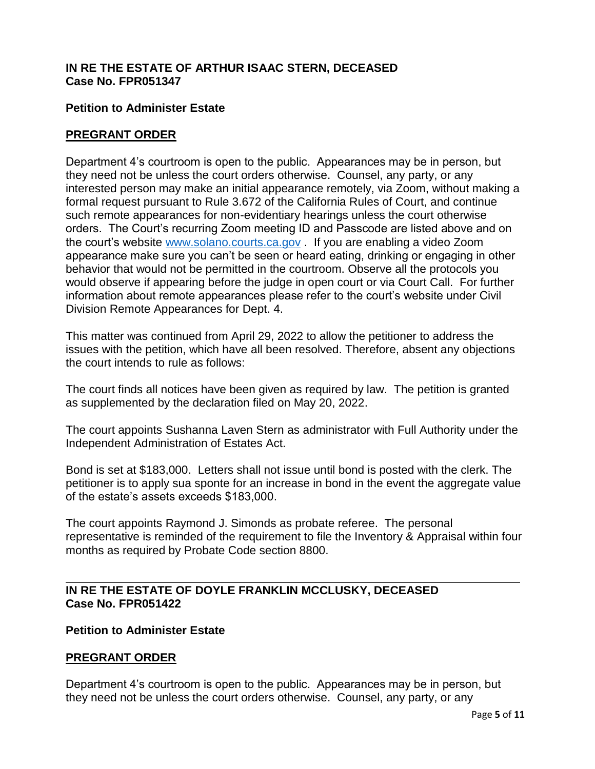**IN RE THE ESTATE OF ARTHUR ISAAC STERN, DECEASED**
**Case No. FPR051347**

**Petition to Administer Estate**

**PREGRANT ORDER**

Department 4's courtroom is open to the public. Appearances may be in person, but they need not be unless the court orders otherwise. Counsel, any party, or any interested person may make an initial appearance remotely, via Zoom, without making a formal request pursuant to Rule 3.672 of the California Rules of Court, and continue such remote appearances for non-evidentiary hearings unless the court otherwise orders. The Court's recurring Zoom meeting ID and Passcode are listed above and on the court's website [www.solano.courts.ca.gov](www.solano.courts.ca.gov) . If you are enabling a video Zoom appearance make sure you can't be seen or heard eating, drinking or engaging in other behavior that would not be permitted in the courtroom. Observe all the protocols you would observe if appearing before the judge in open court or via Court Call. For further information about remote appearances please refer to the court's website under Civil Division Remote Appearances for Dept. 4.

This matter was continued from April 29, 2022 to allow the petitioner to address the issues with the petition, which have all been resolved. Therefore, absent any objections the court intends to rule as follows:

The court finds all notices have been given as required by law. The petition is granted as supplemented by the declaration filed on May 20, 2022.

The court appoints Sushanna Laven Stern as administrator with Full Authority under the Independent Administration of Estates Act.

Bond is set at $183,000. Letters shall not issue until bond is posted with the clerk. The petitioner is to apply sua sponte for an increase in bond in the event the aggregate value of the estate's assets exceeds $183,000.

The court appoints Raymond J. Simonds as probate referee. The personal representative is reminded of the requirement to file the Inventory & Appraisal within four months as required by Probate Code section 8800.

---

**IN RE THE ESTATE OF DOYLE FRANKLIN MCCLUSKY, DECEASED**
**Case No. FPR051422**

**Petition to Administer Estate**

**PREGRANT ORDER**

Department 4's courtroom is open to the public. Appearances may be in person, but they need not be unless the court orders otherwise. Counsel, any party, or any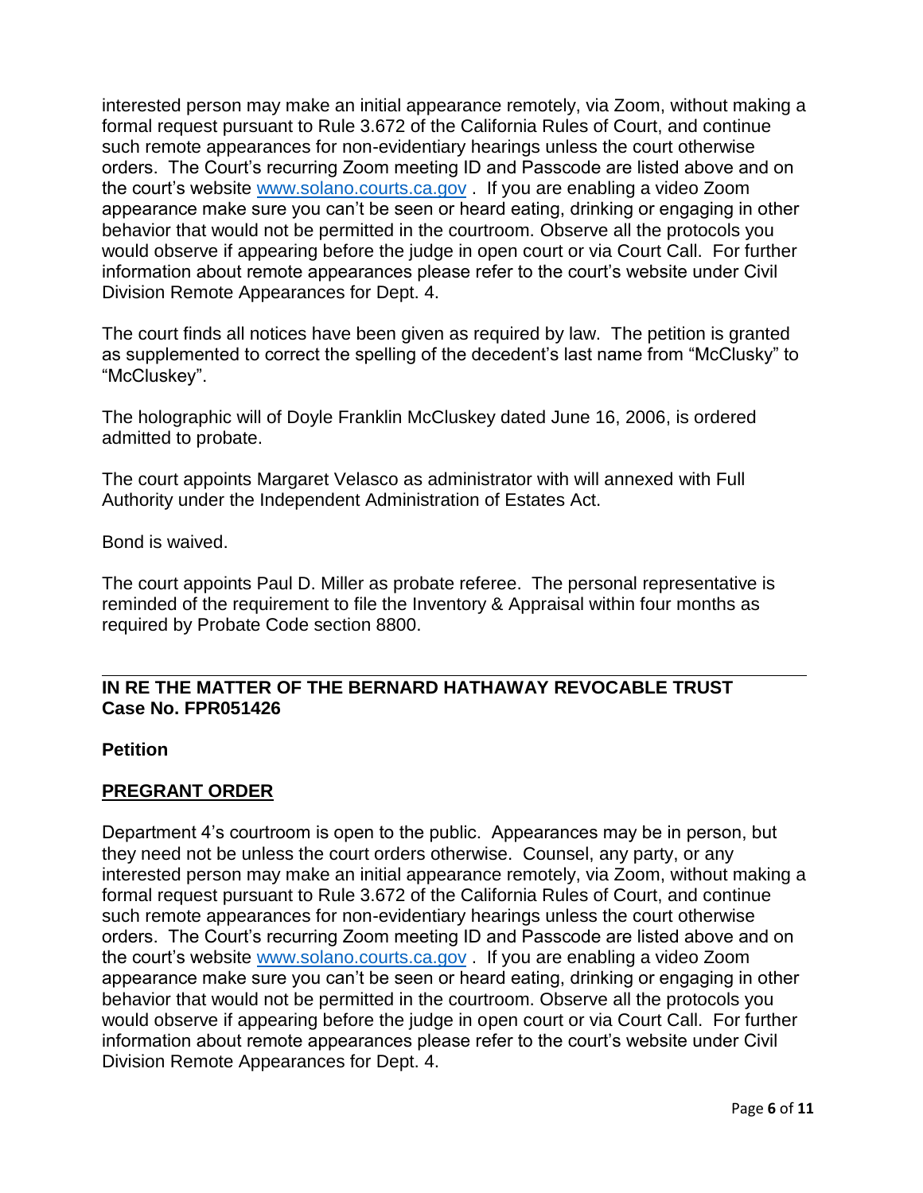interested person may make an initial appearance remotely, via Zoom, without making a formal request pursuant to Rule 3.672 of the California Rules of Court, and continue such remote appearances for non-evidentiary hearings unless the court otherwise orders. The Court's recurring Zoom meeting ID and Passcode are listed above and on the court's website www.solano.courts.ca.gov . If you are enabling a video Zoom appearance make sure you can't be seen or heard eating, drinking or engaging in other behavior that would not be permitted in the courtroom. Observe all the protocols you would observe if appearing before the judge in open court or via Court Call. For further information about remote appearances please refer to the court's website under Civil Division Remote Appearances for Dept. 4.

The court finds all notices have been given as required by law. The petition is granted as supplemented to correct the spelling of the decedent's last name from "McClusky" to "McCluskey".

The holographic will of Doyle Franklin McCluskey dated June 16, 2006, is ordered admitted to probate.

The court appoints Margaret Velasco as administrator with will annexed with Full Authority under the Independent Administration of Estates Act.

Bond is waived.

The court appoints Paul D. Miller as probate referee. The personal representative is reminded of the requirement to file the Inventory & Appraisal within four months as required by Probate Code section 8800.

---

**IN RE THE MATTER OF THE BERNARD HATHAWAY REVOCABLE TRUST**
**Case No. FPR051426**

**Petition**

**PREGRANT ORDER**

Department 4's courtroom is open to the public. Appearances may be in person, but they need not be unless the court orders otherwise. Counsel, any party, or any interested person may make an initial appearance remotely, via Zoom, without making a formal request pursuant to Rule 3.672 of the California Rules of Court, and continue such remote appearances for non-evidentiary hearings unless the court otherwise orders. The Court's recurring Zoom meeting ID and Passcode are listed above and on the court's website www.solano.courts.ca.gov . If you are enabling a video Zoom appearance make sure you can't be seen or heard eating, drinking or engaging in other behavior that would not be permitted in the courtroom. Observe all the protocols you would observe if appearing before the judge in open court or via Court Call. For further information about remote appearances please refer to the court's website under Civil Division Remote Appearances for Dept. 4.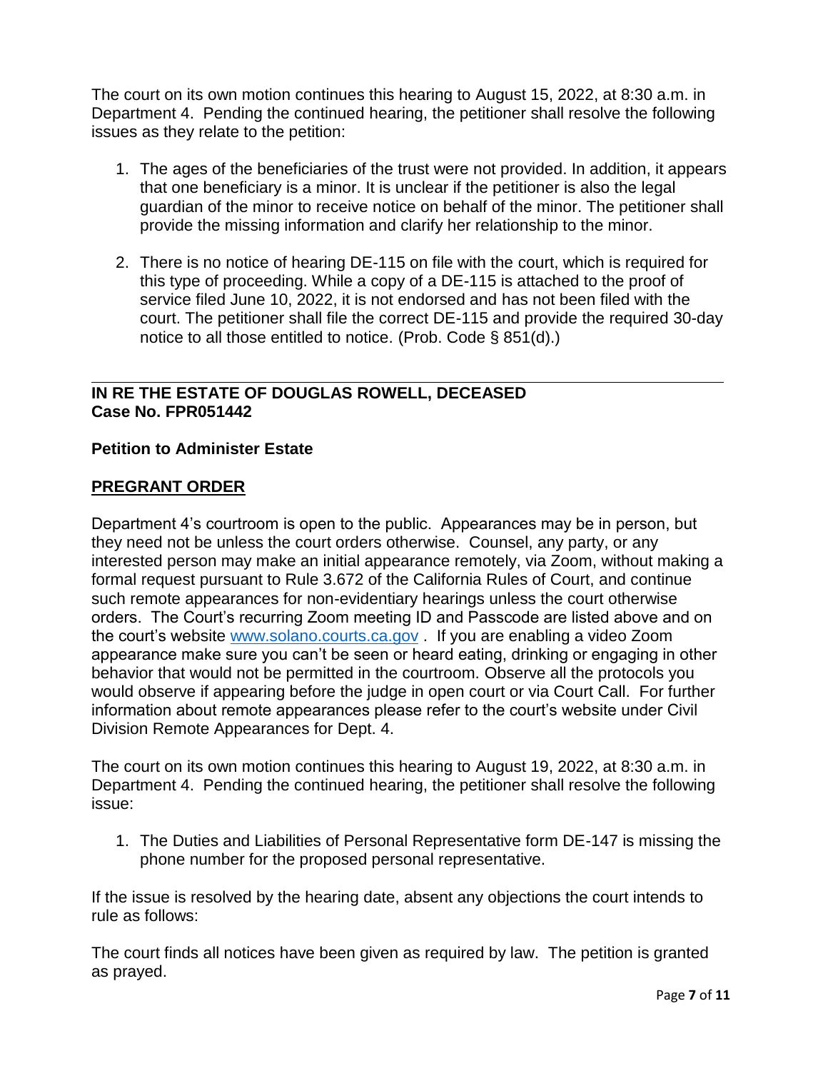The court on its own motion continues this hearing to August 15, 2022, at 8:30 a.m. in Department 4. Pending the continued hearing, the petitioner shall resolve the following issues as they relate to the petition:

1. The ages of the beneficiaries of the trust were not provided. In addition, it appears that one beneficiary is a minor. It is unclear if the petitioner is also the legal guardian of the minor to receive notice on behalf of the minor. The petitioner shall provide the missing information and clarify her relationship to the minor.

2. There is no notice of hearing DE-115 on file with the court, which is required for this type of proceeding. While a copy of a DE-115 is attached to the proof of service filed June 10, 2022, it is not endorsed and has not been filed with the court. The petitioner shall file the correct DE-115 and provide the required 30-day notice to all those entitled to notice. (Prob. Code § 851(d).)

---

**IN RE THE ESTATE OF DOUGLAS ROWELL, DECEASED**
**Case No. FPR051442**

**Petition to Administer Estate**

**PREGRANT ORDER**

Department 4's courtroom is open to the public. Appearances may be in person, but they need not be unless the court orders otherwise. Counsel, any party, or any interested person may make an initial appearance remotely, via Zoom, without making a formal request pursuant to Rule 3.672 of the California Rules of Court, and continue such remote appearances for non-evidentiary hearings unless the court otherwise orders. The Court's recurring Zoom meeting ID and Passcode are listed above and on the court's website [www.solano.courts.ca.gov](http://www.solano.courts.ca.gov) . If you are enabling a video Zoom appearance make sure you can't be seen or heard eating, drinking or engaging in other behavior that would not be permitted in the courtroom. Observe all the protocols you would observe if appearing before the judge in open court or via Court Call. For further information about remote appearances please refer to the court's website under Civil Division Remote Appearances for Dept. 4.

The court on its own motion continues this hearing to August 19, 2022, at 8:30 a.m. in Department 4. Pending the continued hearing, the petitioner shall resolve the following issue:

1. The Duties and Liabilities of Personal Representative form DE-147 is missing the phone number for the proposed personal representative.

If the issue is resolved by the hearing date, absent any objections the court intends to rule as follows:

The court finds all notices have been given as required by law. The petition is granted as prayed.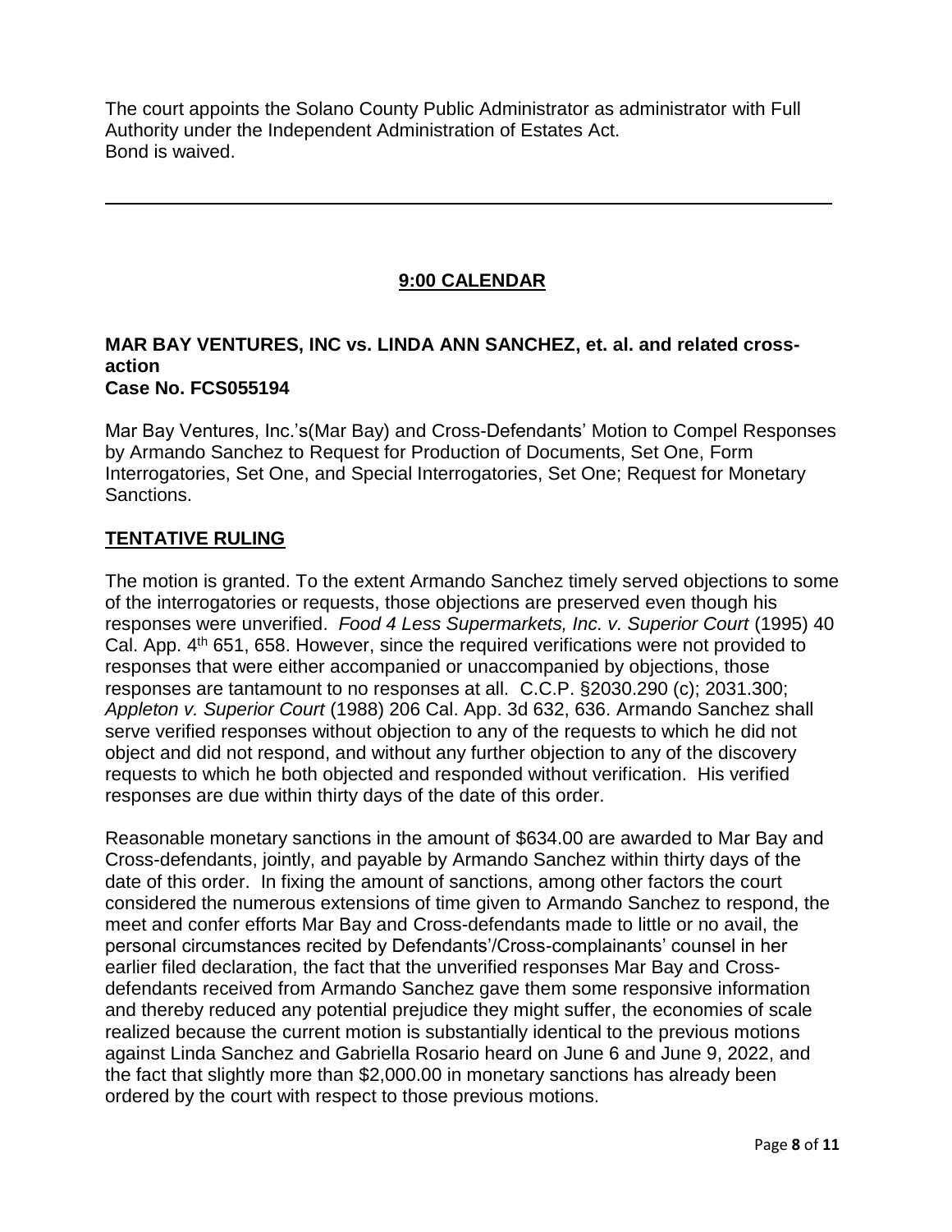The court appoints the Solano County Public Administrator as administrator with Full Authority under the Independent Administration of Estates Act.
Bond is waived.

---

## 9:00 CALENDAR

**MAR BAY VENTURES, INC vs. LINDA ANN SANCHEZ, et. al. and related cross-action**
**Case No. FCS055194**

Mar Bay Ventures, Inc.'s(Mar Bay) and Cross-Defendants' Motion to Compel Responses by Armando Sanchez to Request for Production of Documents, Set One, Form Interrogatories, Set One, and Special Interrogatories, Set One; Request for Monetary Sanctions.

### TENTATIVE RULING

The motion is granted. To the extent Armando Sanchez timely served objections to some of the interrogatories or requests, those objections are preserved even though his responses were unverified. *Food 4 Less Supermarkets, Inc. v. Superior Court* (1995) 40 Cal. App. 4th 651, 658. However, since the required verifications were not provided to responses that were either accompanied or unaccompanied by objections, those responses are tantamount to no responses at all. C.C.P. §2030.290 (c); 2031.300; *Appleton v. Superior Court* (1988) 206 Cal. App. 3d 632, 636. Armando Sanchez shall serve verified responses without objection to any of the requests to which he did not object and did not respond, and without any further objection to any of the discovery requests to which he both objected and responded without verification. His verified responses are due within thirty days of the date of this order.

Reasonable monetary sanctions in the amount of $634.00 are awarded to Mar Bay and Cross-defendants, jointly, and payable by Armando Sanchez within thirty days of the date of this order. In fixing the amount of sanctions, among other factors the court considered the numerous extensions of time given to Armando Sanchez to respond, the meet and confer efforts Mar Bay and Cross-defendants made to little or no avail, the personal circumstances recited by Defendants'/Cross-complainants' counsel in her earlier filed declaration, the fact that the unverified responses Mar Bay and Cross-defendants received from Armando Sanchez gave them some responsive information and thereby reduced any potential prejudice they might suffer, the economies of scale realized because the current motion is substantially identical to the previous motions against Linda Sanchez and Gabriella Rosario heard on June 6 and June 9, 2022, and the fact that slightly more than $2,000.00 in monetary sanctions has already been ordered by the court with respect to those previous motions.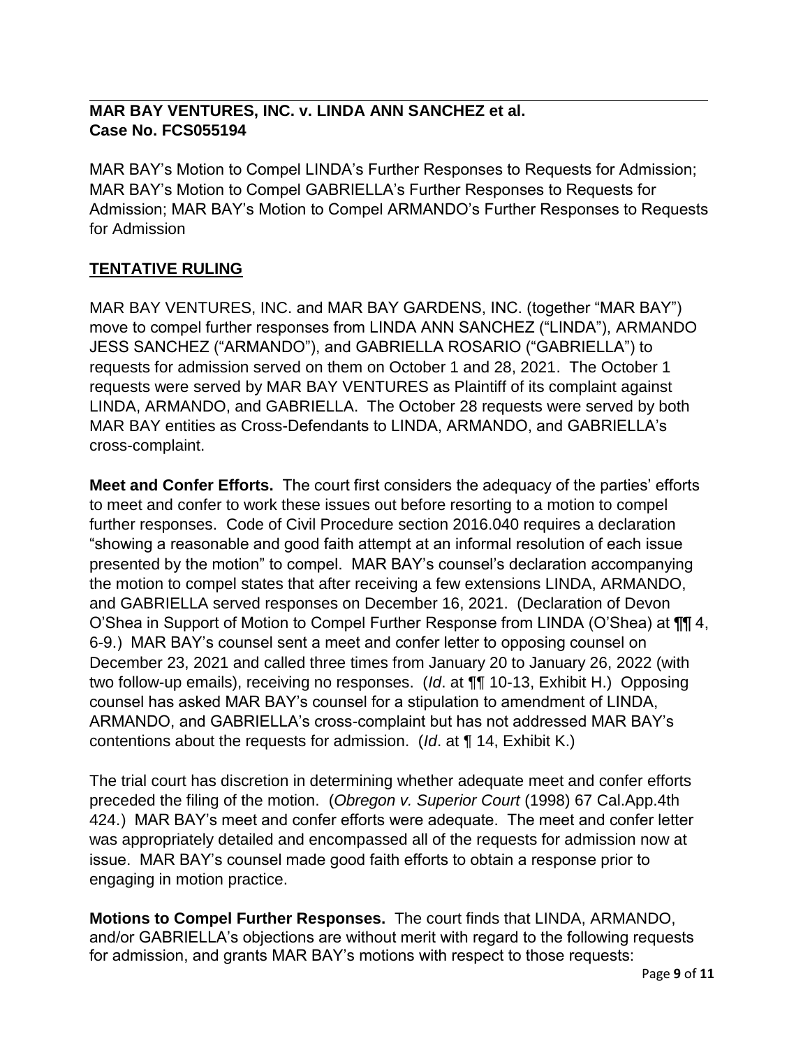**MAR BAY VENTURES, INC. v. LINDA ANN SANCHEZ et al.**
**Case No. FCS055194**

MAR BAY's Motion to Compel LINDA's Further Responses to Requests for Admission; MAR BAY's Motion to Compel GABRIELLA's Further Responses to Requests for Admission; MAR BAY's Motion to Compel ARMANDO's Further Responses to Requests for Admission

**TENTATIVE RULING**

MAR BAY VENTURES, INC. and MAR BAY GARDENS, INC. (together "MAR BAY") move to compel further responses from LINDA ANN SANCHEZ ("LINDA"), ARMANDO JESS SANCHEZ ("ARMANDO"), and GABRIELLA ROSARIO ("GABRIELLA") to requests for admission served on them on October 1 and 28, 2021. The October 1 requests were served by MAR BAY VENTURES as Plaintiff of its complaint against LINDA, ARMANDO, and GABRIELLA. The October 28 requests were served by both MAR BAY entities as Cross-Defendants to LINDA, ARMANDO, and GABRIELLA's cross-complaint.

**Meet and Confer Efforts.** The court first considers the adequacy of the parties' efforts to meet and confer to work these issues out before resorting to a motion to compel further responses. Code of Civil Procedure section 2016.040 requires a declaration "showing a reasonable and good faith attempt at an informal resolution of each issue presented by the motion" to compel. MAR BAY's counsel's declaration accompanying the motion to compel states that after receiving a few extensions LINDA, ARMANDO, and GABRIELLA served responses on December 16, 2021. (Declaration of Devon O'Shea in Support of Motion to Compel Further Response from LINDA (O'Shea) at ¶¶ 4, 6-9.) MAR BAY's counsel sent a meet and confer letter to opposing counsel on December 23, 2021 and called three times from January 20 to January 26, 2022 (with two follow-up emails), receiving no responses. (*Id*. at ¶¶ 10-13, Exhibit H.) Opposing counsel has asked MAR BAY's counsel for a stipulation to amendment of LINDA, ARMANDO, and GABRIELLA's cross-complaint but has not addressed MAR BAY's contentions about the requests for admission. (*Id*. at ¶ 14, Exhibit K.)

The trial court has discretion in determining whether adequate meet and confer efforts preceded the filing of the motion. (*Obregon v. Superior Court* (1998) 67 Cal.App.4th 424.) MAR BAY's meet and confer efforts were adequate. The meet and confer letter was appropriately detailed and encompassed all of the requests for admission now at issue. MAR BAY's counsel made good faith efforts to obtain a response prior to engaging in motion practice.

**Motions to Compel Further Responses.** The court finds that LINDA, ARMANDO, and/or GABRIELLA's objections are without merit with regard to the following requests for admission, and grants MAR BAY's motions with respect to those requests: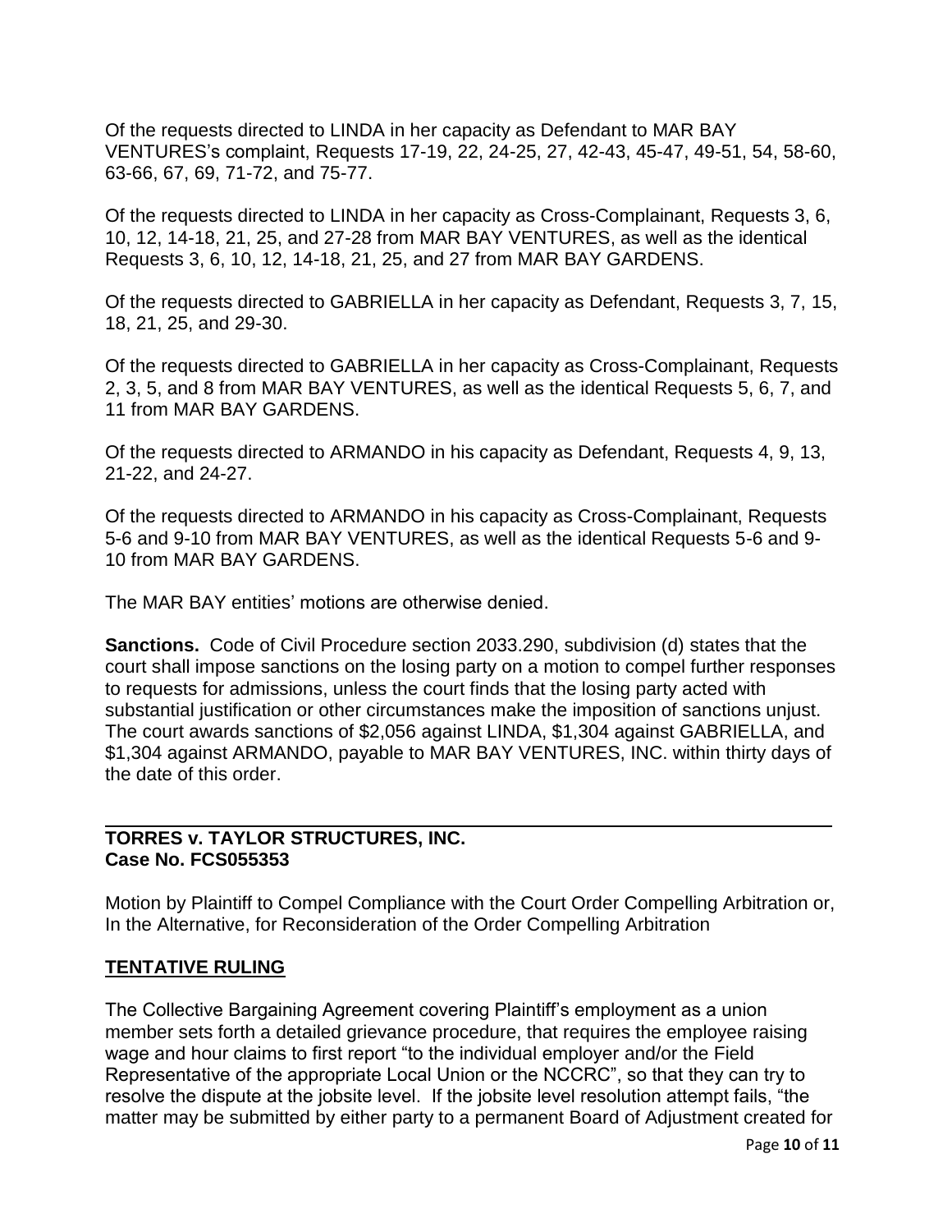Of the requests directed to LINDA in her capacity as Defendant to MAR BAY VENTURES's complaint, Requests 17-19, 22, 24-25, 27, 42-43, 45-47, 49-51, 54, 58-60, 63-66, 67, 69, 71-72, and 75-77.

Of the requests directed to LINDA in her capacity as Cross-Complainant, Requests 3, 6, 10, 12, 14-18, 21, 25, and 27-28 from MAR BAY VENTURES, as well as the identical Requests 3, 6, 10, 12, 14-18, 21, 25, and 27 from MAR BAY GARDENS.

Of the requests directed to GABRIELLA in her capacity as Defendant, Requests 3, 7, 15, 18, 21, 25, and 29-30.

Of the requests directed to GABRIELLA in her capacity as Cross-Complainant, Requests 2, 3, 5, and 8 from MAR BAY VENTURES, as well as the identical Requests 5, 6, 7, and 11 from MAR BAY GARDENS.

Of the requests directed to ARMANDO in his capacity as Defendant, Requests 4, 9, 13, 21-22, and 24-27.

Of the requests directed to ARMANDO in his capacity as Cross-Complainant, Requests 5-6 and 9-10 from MAR BAY VENTURES, as well as the identical Requests 5-6 and 9-10 from MAR BAY GARDENS.

The MAR BAY entities' motions are otherwise denied.

**Sanctions.** Code of Civil Procedure section 2033.290, subdivision (d) states that the court shall impose sanctions on the losing party on a motion to compel further responses to requests for admissions, unless the court finds that the losing party acted with substantial justification or other circumstances make the imposition of sanctions unjust. The court awards sanctions of $2,056 against LINDA, $1,304 against GABRIELLA, and $1,304 against ARMANDO, payable to MAR BAY VENTURES, INC. within thirty days of the date of this order.

---

**TORRES v. TAYLOR STRUCTURES, INC.**
**Case No. FCS055353**

Motion by Plaintiff to Compel Compliance with the Court Order Compelling Arbitration or, In the Alternative, for Reconsideration of the Order Compelling Arbitration

## TENTATIVE RULING

The Collective Bargaining Agreement covering Plaintiff's employment as a union member sets forth a detailed grievance procedure, that requires the employee raising wage and hour claims to first report "to the individual employer and/or the Field Representative of the appropriate Local Union or the NCCRC", so that they can try to resolve the dispute at the jobsite level. If the jobsite level resolution attempt fails, "the matter may be submitted by either party to a permanent Board of Adjustment created for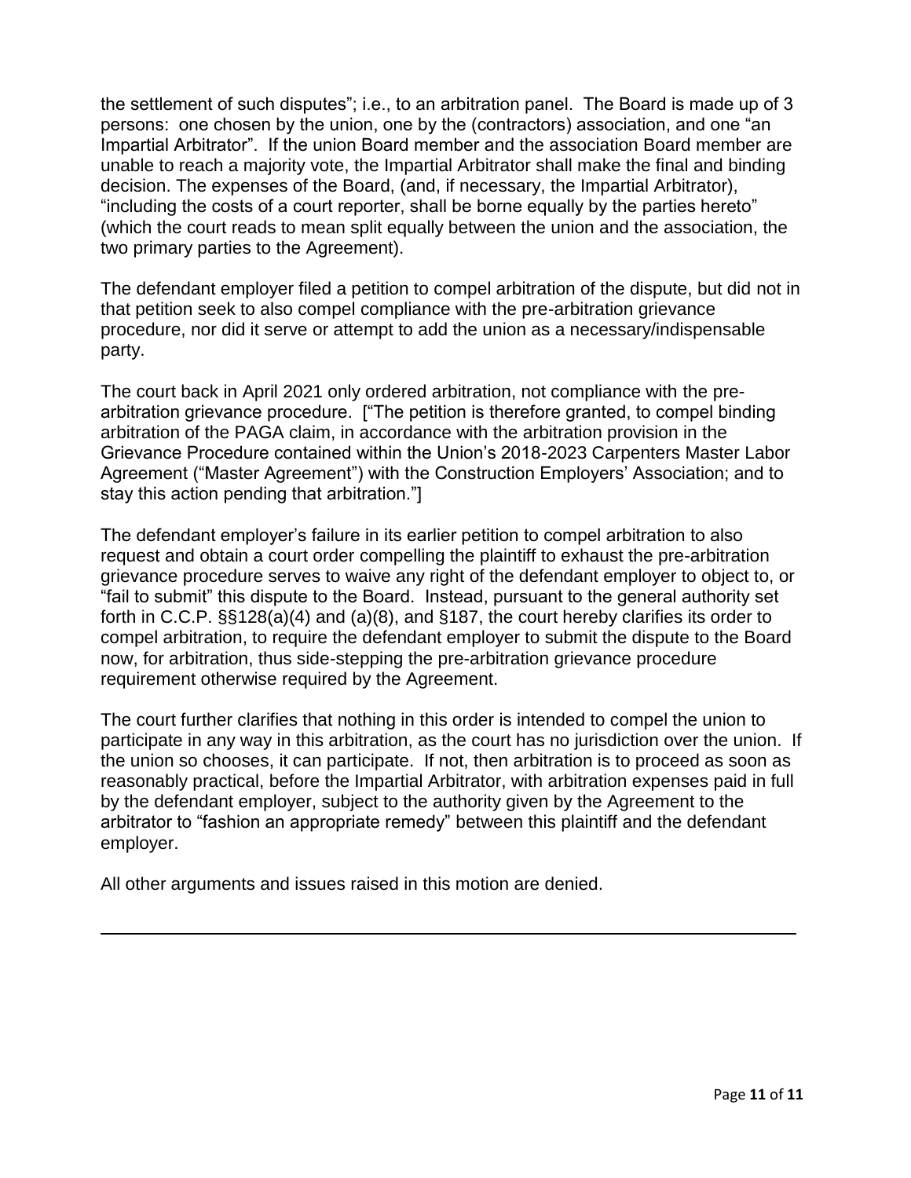the settlement of such disputes"; i.e., to an arbitration panel. The Board is made up of 3 persons: one chosen by the union, one by the (contractors) association, and one "an Impartial Arbitrator". If the union Board member and the association Board member are unable to reach a majority vote, the Impartial Arbitrator shall make the final and binding decision. The expenses of the Board, (and, if necessary, the Impartial Arbitrator), "including the costs of a court reporter, shall be borne equally by the parties hereto" (which the court reads to mean split equally between the union and the association, the two primary parties to the Agreement).

The defendant employer filed a petition to compel arbitration of the dispute, but did not in that petition seek to also compel compliance with the pre-arbitration grievance procedure, nor did it serve or attempt to add the union as a necessary/indispensable party.

The court back in April 2021 only ordered arbitration, not compliance with the pre-arbitration grievance procedure. ["The petition is therefore granted, to compel binding arbitration of the PAGA claim, in accordance with the arbitration provision in the Grievance Procedure contained within the Union's 2018-2023 Carpenters Master Labor Agreement ("Master Agreement") with the Construction Employers' Association; and to stay this action pending that arbitration."]

The defendant employer's failure in its earlier petition to compel arbitration to also request and obtain a court order compelling the plaintiff to exhaust the pre-arbitration grievance procedure serves to waive any right of the defendant employer to object to, or "fail to submit" this dispute to the Board. Instead, pursuant to the general authority set forth in C.C.P. §§128(a)(4) and (a)(8), and §187, the court hereby clarifies its order to compel arbitration, to require the defendant employer to submit the dispute to the Board now, for arbitration, thus side-stepping the pre-arbitration grievance procedure requirement otherwise required by the Agreement.

The court further clarifies that nothing in this order is intended to compel the union to participate in any way in this arbitration, as the court has no jurisdiction over the union. If the union so chooses, it can participate. If not, then arbitration is to proceed as soon as reasonably practical, before the Impartial Arbitrator, with arbitration expenses paid in full by the defendant employer, subject to the authority given by the Agreement to the arbitrator to "fashion an appropriate remedy" between this plaintiff and the defendant employer.

All other arguments and issues raised in this motion are denied.

---